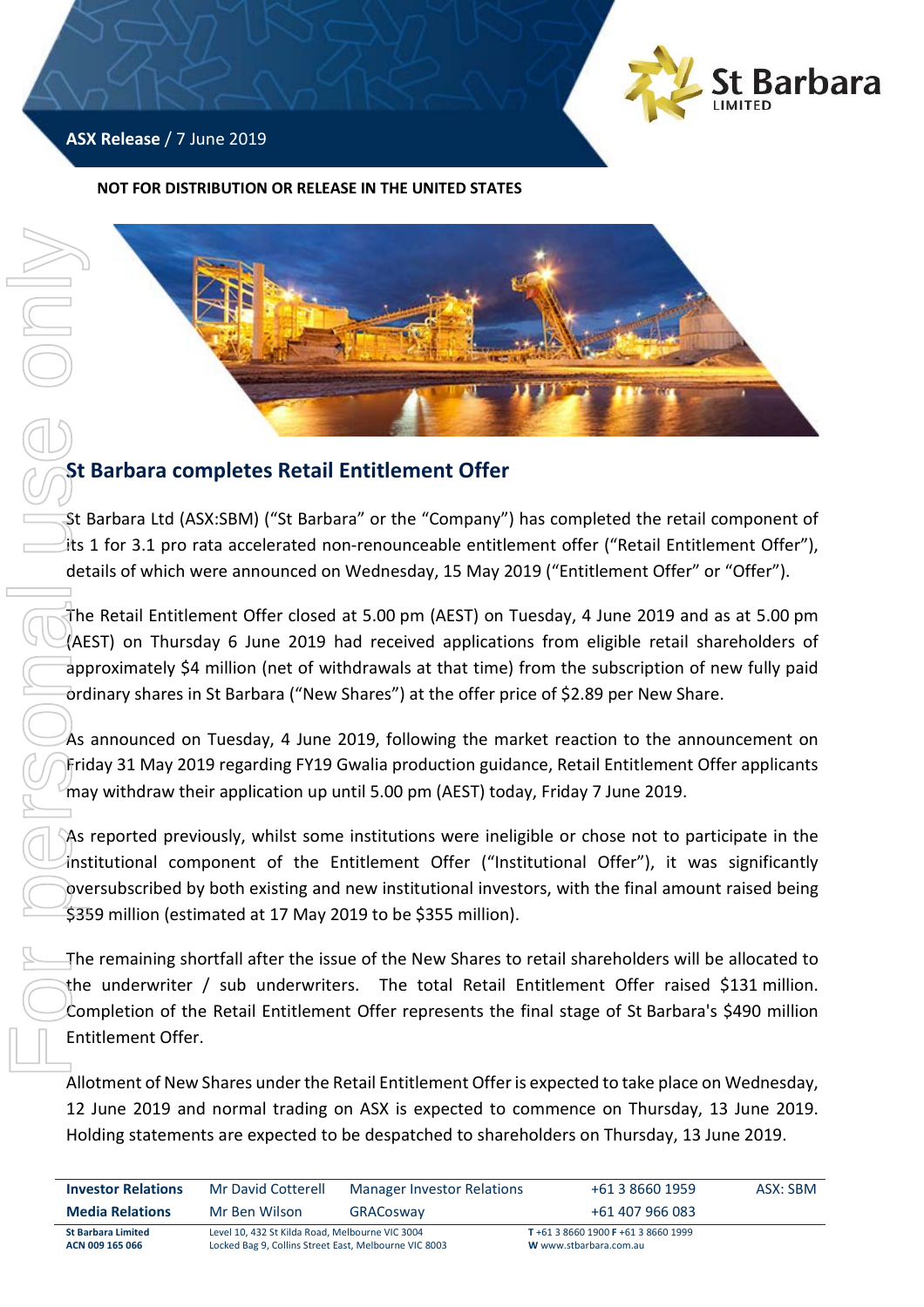**ASX Release** / 7 June 2019

**NOT FOR DISTRIBUTION OR RELEASE IN THE UNITED STATES**

# St Barbara completes Retail Entitlement Offer

St Barbara Ltd (ASX:SBM) ("St Barbara" or the "Company") has completed the retail component of its 1 for 3.1 pro rata accelerated non-renounceable entitlement offer ("Retail Entitlement Offer"), details of which were announced on Wednesday, 15 May 2019 ("Entitlement Offer" or "Offer").

The Retail Entitlement Offer closed at 5.00 pm (AEST) on Tuesday, 4 June 2019 and as at 5.00 pm (AEST) on Thursday 6 June 2019 had received applications from eligible retail shareholders of approximately $4 million (net of withdrawals at that time) from the subscription of new fully paid ordinary shares in St Barbara ("New Shares") at the offer price of $2.89 per New Share.

As announced on Tuesday, 4 June 2019, following the market reaction to the announcement on Friday 31 May 2019 regarding FY19 Gwalia production guidance, Retail Entitlement Offer applicants may withdraw their application up until 5.00 pm (AEST) today, Friday 7 June 2019.

As reported previously, whilst some institutions were ineligible or chose not to participate in the institutional component of the Entitlement Offer ("Institutional Offer"), it was significantly oversubscribed by both existing and new institutional investors, with the final amount raised being $359 million (estimated at 17 May 2019 to be $355 million).

The remaining shortfall after the issue of the New Shares to retail shareholders will be allocated to the underwriter / sub underwriters. The total Retail Entitlement Offer raised $131 million. Completion of the Retail Entitlement Offer represents the final stage of St Barbara's $490 million Entitlement Offer.

Allotment of New Shares under the Retail Entitlement Offer is expected to take place on Wednesday, 12 June 2019 and normal trading on ASX is expected to commence on Thursday, 13 June 2019. Holding statements are expected to be despatched to shareholders on Thursday, 13 June 2019.

| | | | | |
|---|---|---|---|---|
| **Investor Relations** | Mr David Cotterell | Manager Investor Relations | +61 3 8660 1959 | ASX: SBM |
| **Media Relations** | Mr Ben Wilson | GRACosway | +61 407 966 083 | |

**St Barbara Limited**
**ACN 009 165 066**
Level 10, 432 St Kilda Road, Melbourne VIC 3004
Locked Bag 9, Collins Street East, Melbourne VIC 8003
**T** +61 3 8660 1900 **F** +61 3 8660 1999
**W** www.stbarbara.com.au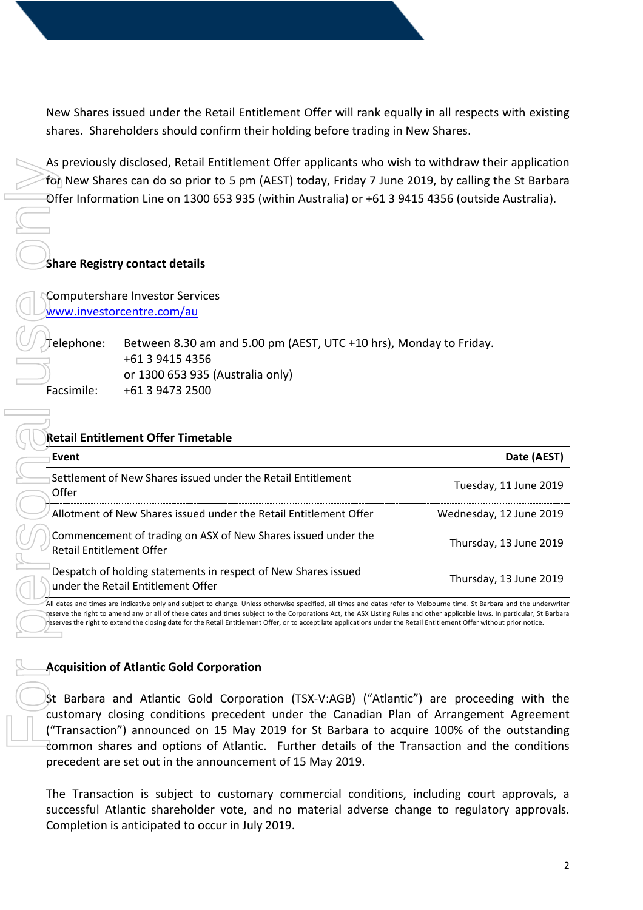New Shares issued under the Retail Entitlement Offer will rank equally in all respects with existing shares. Shareholders should confirm their holding before trading in New Shares.

As previously disclosed, Retail Entitlement Offer applicants who wish to withdraw their application for New Shares can do so prior to 5 pm (AEST) today, Friday 7 June 2019, by calling the St Barbara Offer Information Line on 1300 653 935 (within Australia) or +61 3 9415 4356 (outside Australia).

## Share Registry contact details

Computershare Investor Services
www.investorcentre.com/au

Telephone: Between 8.30 am and 5.00 pm (AEST, UTC +10 hrs), Monday to Friday.
+61 3 9415 4356
or 1300 653 935 (Australia only)

Facsimile: +61 3 9473 2500

## Retail Entitlement Offer Timetable

| Event | Date (AEST) |
|---|---|
| Settlement of New Shares issued under the Retail Entitlement Offer | Tuesday, 11 June 2019 |
| Allotment of New Shares issued under the Retail Entitlement Offer | Wednesday, 12 June 2019 |
| Commencement of trading on ASX of New Shares issued under the Retail Entitlement Offer | Thursday, 13 June 2019 |
| Despatch of holding statements in respect of New Shares issued under the Retail Entitlement Offer | Thursday, 13 June 2019 |

All dates and times are indicative only and subject to change. Unless otherwise specified, all times and dates refer to Melbourne time. St Barbara and the underwriter reserve the right to amend any or all of these dates and times subject to the Corporations Act, the ASX Listing Rules and other applicable laws. In particular, St Barbara reserves the right to extend the closing date for the Retail Entitlement Offer, or to accept late applications under the Retail Entitlement Offer without prior notice.

## Acquisition of Atlantic Gold Corporation

St Barbara and Atlantic Gold Corporation (TSX-V:AGB) ("Atlantic") are proceeding with the customary closing conditions precedent under the Canadian Plan of Arrangement Agreement ("Transaction") announced on 15 May 2019 for St Barbara to acquire 100% of the outstanding common shares and options of Atlantic. Further details of the Transaction and the conditions precedent are set out in the announcement of 15 May 2019.

The Transaction is subject to customary commercial conditions, including court approvals, a successful Atlantic shareholder vote, and no material adverse change to regulatory approvals. Completion is anticipated to occur in July 2019.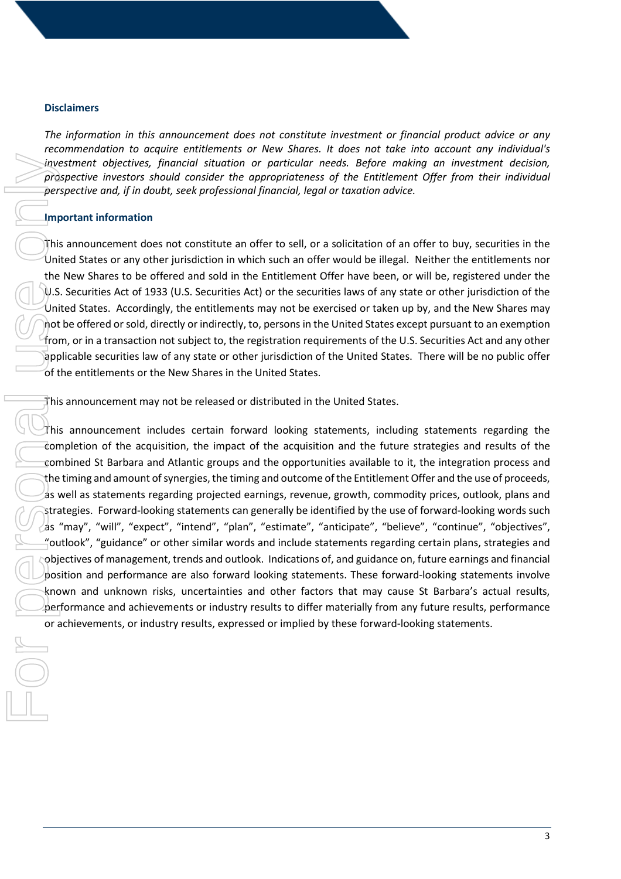## Disclaimers

*The information in this announcement does not constitute investment or financial product advice or any recommendation to acquire entitlements or New Shares. It does not take into account any individual's investment objectives, financial situation or particular needs. Before making an investment decision, prospective investors should consider the appropriateness of the Entitlement Offer from their individual perspective and, if in doubt, seek professional financial, legal or taxation advice.*

## Important information

This announcement does not constitute an offer to sell, or a solicitation of an offer to buy, securities in the United States or any other jurisdiction in which such an offer would be illegal. Neither the entitlements nor the New Shares to be offered and sold in the Entitlement Offer have been, or will be, registered under the U.S. Securities Act of 1933 (U.S. Securities Act) or the securities laws of any state or other jurisdiction of the United States. Accordingly, the entitlements may not be exercised or taken up by, and the New Shares may not be offered or sold, directly or indirectly, to, persons in the United States except pursuant to an exemption from, or in a transaction not subject to, the registration requirements of the U.S. Securities Act and any other applicable securities law of any state or other jurisdiction of the United States. There will be no public offer of the entitlements or the New Shares in the United States.

This announcement may not be released or distributed in the United States.

This announcement includes certain forward looking statements, including statements regarding the completion of the acquisition, the impact of the acquisition and the future strategies and results of the combined St Barbara and Atlantic groups and the opportunities available to it, the integration process and the timing and amount of synergies, the timing and outcome of the Entitlement Offer and the use of proceeds, as well as statements regarding projected earnings, revenue, growth, commodity prices, outlook, plans and strategies. Forward-looking statements can generally be identified by the use of forward-looking words such as "may", "will", "expect", "intend", "plan", "estimate", "anticipate", "believe", "continue", "objectives", "outlook", "guidance" or other similar words and include statements regarding certain plans, strategies and objectives of management, trends and outlook. Indications of, and guidance on, future earnings and financial position and performance are also forward looking statements. These forward-looking statements involve known and unknown risks, uncertainties and other factors that may cause St Barbara's actual results, performance and achievements or industry results to differ materially from any future results, performance or achievements, or industry results, expressed or implied by these forward-looking statements.